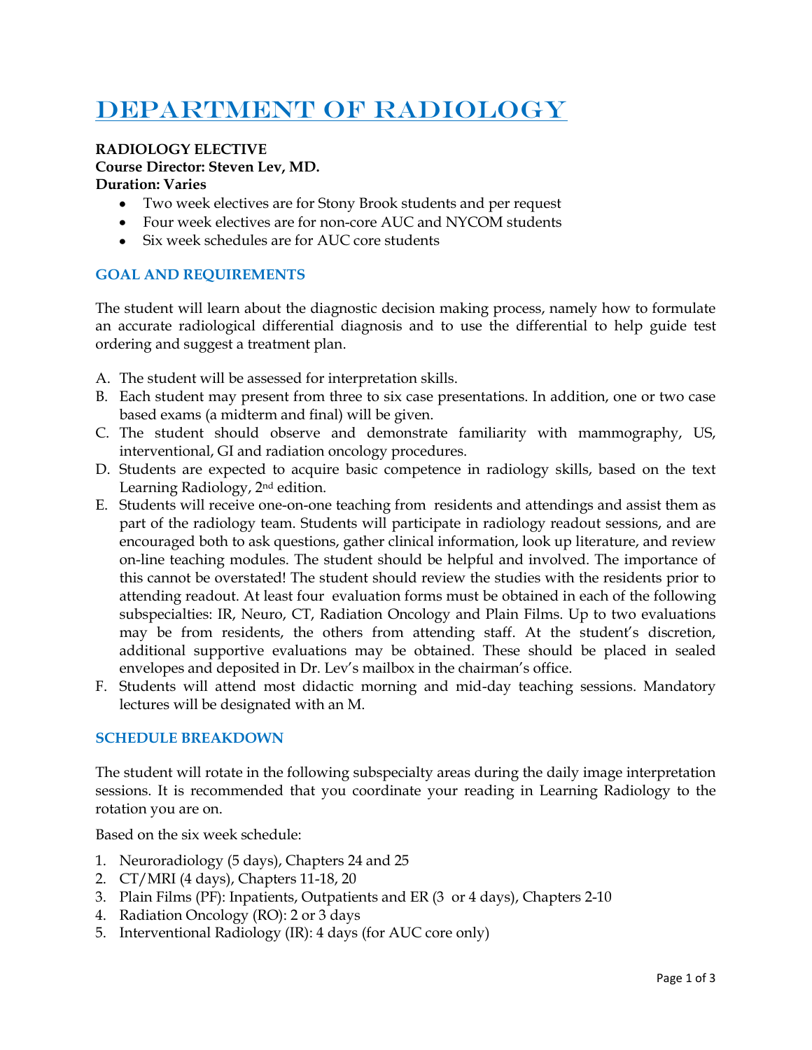# Department of Radiology

**RADIOLOGY ELECTIVE**
**Course Director: Steven Lev, MD.**
**Duration: Varies**

- Two week electives are for Stony Brook students and per request
- Four week electives are for non-core AUC and NYCOM students
- Six week schedules are for AUC core students

### GOAL AND REQUIREMENTS

The student will learn about the diagnostic decision making process, namely how to formulate an accurate radiological differential diagnosis and to use the differential to help guide test ordering and suggest a treatment plan.

A. The student will be assessed for interpretation skills.
B. Each student may present from three to six case presentations. In addition, one or two case based exams (a midterm and final) will be given.
C. The student should observe and demonstrate familiarity with mammography, US, interventional, GI and radiation oncology procedures.
D. Students are expected to acquire basic competence in radiology skills, based on the text Learning Radiology, 2nd edition.
E. Students will receive one-on-one teaching from residents and attendings and assist them as part of the radiology team. Students will participate in radiology readout sessions, and are encouraged both to ask questions, gather clinical information, look up literature, and review on-line teaching modules. The student should be helpful and involved. The importance of this cannot be overstated! The student should review the studies with the residents prior to attending readout. At least four evaluation forms must be obtained in each of the following subspecialties: IR, Neuro, CT, Radiation Oncology and Plain Films. Up to two evaluations may be from residents, the others from attending staff. At the student's discretion, additional supportive evaluations may be obtained. These should be placed in sealed envelopes and deposited in Dr. Lev's mailbox in the chairman's office.
F. Students will attend most didactic morning and mid-day teaching sessions. Mandatory lectures will be designated with an M.

### SCHEDULE BREAKDOWN

The student will rotate in the following subspecialty areas during the daily image interpretation sessions. It is recommended that you coordinate your reading in Learning Radiology to the rotation you are on.

Based on the six week schedule:

1. Neuroradiology (5 days), Chapters 24 and 25
2. CT/MRI (4 days), Chapters 11-18, 20
3. Plain Films (PF): Inpatients, Outpatients and ER (3 or 4 days), Chapters 2-10
4. Radiation Oncology (RO): 2 or 3 days
5. Interventional Radiology (IR): 4 days (for AUC core only)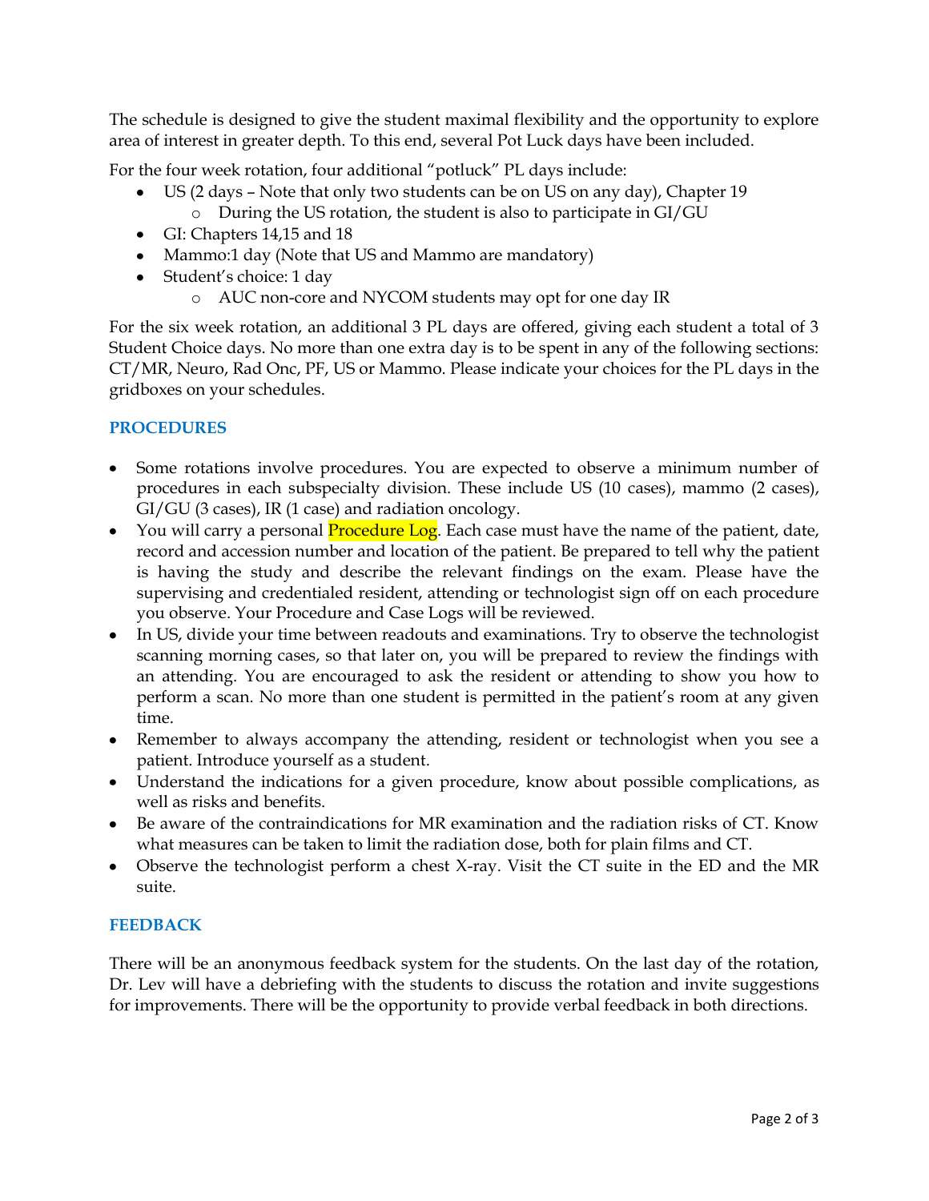The schedule is designed to give the student maximal flexibility and the opportunity to explore area of interest in greater depth. To this end, several Pot Luck days have been included.

For the four week rotation, four additional "potluck" PL days include:

- US (2 days – Note that only two students can be on US on any day), Chapter 19
  - During the US rotation, the student is also to participate in GI/GU
- GI: Chapters 14,15 and 18
- Mammo:1 day (Note that US and Mammo are mandatory)
- Student's choice: 1 day
  - AUC non-core and NYCOM students may opt for one day IR

For the six week rotation, an additional 3 PL days are offered, giving each student a total of 3 Student Choice days. No more than one extra day is to be spent in any of the following sections: CT/MR, Neuro, Rad Onc, PF, US or Mammo. Please indicate your choices for the PL days in the gridboxes on your schedules.

## PROCEDURES

- Some rotations involve procedures. You are expected to observe a minimum number of procedures in each subspecialty division. These include US (10 cases), mammo (2 cases), GI/GU (3 cases), IR (1 case) and radiation oncology.
- You will carry a personal Procedure Log. Each case must have the name of the patient, date, record and accession number and location of the patient. Be prepared to tell why the patient is having the study and describe the relevant findings on the exam. Please have the supervising and credentialed resident, attending or technologist sign off on each procedure you observe. Your Procedure and Case Logs will be reviewed.
- In US, divide your time between readouts and examinations. Try to observe the technologist scanning morning cases, so that later on, you will be prepared to review the findings with an attending. You are encouraged to ask the resident or attending to show you how to perform a scan. No more than one student is permitted in the patient's room at any given time.
- Remember to always accompany the attending, resident or technologist when you see a patient. Introduce yourself as a student.
- Understand the indications for a given procedure, know about possible complications, as well as risks and benefits.
- Be aware of the contraindications for MR examination and the radiation risks of CT. Know what measures can be taken to limit the radiation dose, both for plain films and CT.
- Observe the technologist perform a chest X-ray. Visit the CT suite in the ED and the MR suite.

## FEEDBACK

There will be an anonymous feedback system for the students. On the last day of the rotation, Dr. Lev will have a debriefing with the students to discuss the rotation and invite suggestions for improvements. There will be the opportunity to provide verbal feedback in both directions.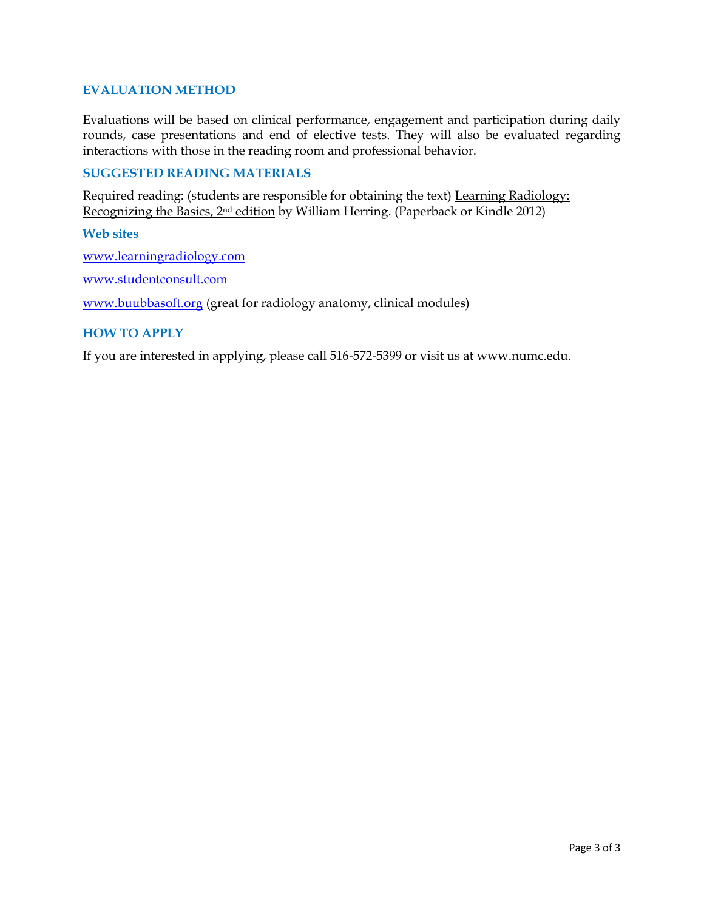## EVALUATION METHOD

Evaluations will be based on clinical performance, engagement and participation during daily rounds, case presentations and end of elective tests. They will also be evaluated regarding interactions with those in the reading room and professional behavior.

## SUGGESTED READING MATERIALS

Required reading: (students are responsible for obtaining the text) Learning Radiology: Recognizing the Basics, 2nd edition by William Herring. (Paperback or Kindle 2012)

### Web sites

www.learningradiology.com

www.studentconsult.com

www.buubbasoft.org (great for radiology anatomy, clinical modules)

## HOW TO APPLY

If you are interested in applying, please call 516-572-5399 or visit us at www.numc.edu.